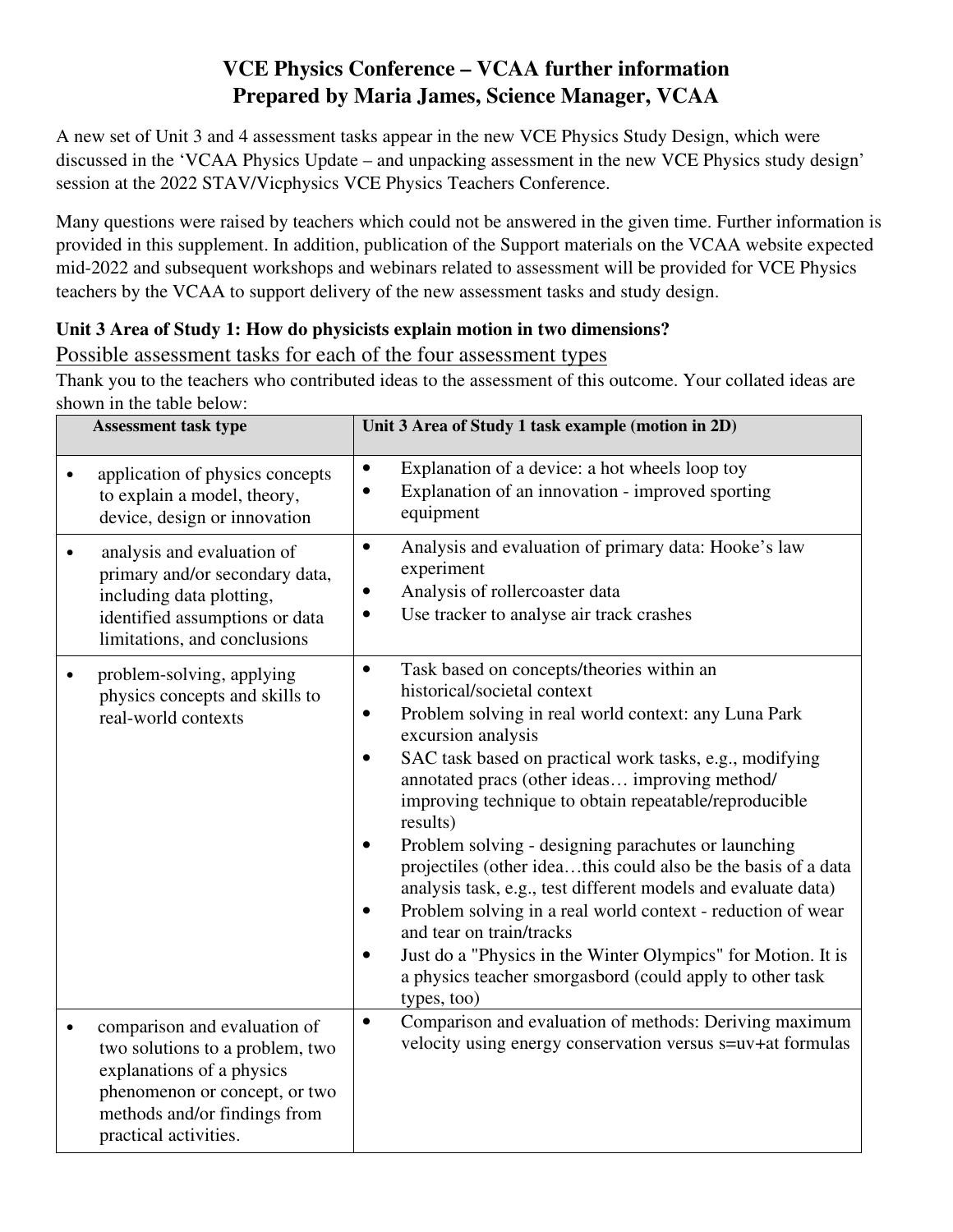# VCE Physics Conference – VCAA further information
## Prepared by Maria James, Science Manager, VCAA

A new set of Unit 3 and 4 assessment tasks appear in the new VCE Physics Study Design, which were discussed in the 'VCAA Physics Update – and unpacking assessment in the new VCE Physics study design' session at the 2022 STAV/Vicphysics VCE Physics Teachers Conference.

Many questions were raised by teachers which could not be answered in the given time. Further information is provided in this supplement. In addition, publication of the Support materials on the VCAA website expected mid-2022 and subsequent workshops and webinars related to assessment will be provided for VCE Physics teachers by the VCAA to support delivery of the new assessment tasks and study design.

**Unit 3 Area of Study 1: How do physicists explain motion in two dimensions?**

Possible assessment tasks for each of the four assessment types

Thank you to the teachers who contributed ideas to the assessment of this outcome. Your collated ideas are shown in the table below:

| Assessment task type | Unit 3 Area of Study 1 task example (motion in 2D) |
|---|---|
| • application of physics concepts to explain a model, theory, device, design or innovation | • Explanation of a device: a hot wheels loop toy<br>• Explanation of an innovation - improved sporting equipment |
| • analysis and evaluation of primary and/or secondary data, including data plotting, identified assumptions or data limitations, and conclusions | • Analysis and evaluation of primary data: Hooke's law experiment<br>• Analysis of rollercoaster data<br>• Use tracker to analyse air track crashes |
| • problem-solving, applying physics concepts and skills to real-world contexts | • Task based on concepts/theories within an historical/societal context<br>• Problem solving in real world context: any Luna Park excursion analysis<br>• SAC task based on practical work tasks, e.g., modifying annotated pracs (other ideas… improving method/ improving technique to obtain repeatable/reproducible results)<br>• Problem solving - designing parachutes or launching projectiles (other idea…this could also be the basis of a data analysis task, e.g., test different models and evaluate data)<br>• Problem solving in a real world context - reduction of wear and tear on train/tracks<br>• Just do a "Physics in the Winter Olympics" for Motion. It is a physics teacher smorgasbord (could apply to other task types, too) |
| • comparison and evaluation of two solutions to a problem, two explanations of a physics phenomenon or concept, or two methods and/or findings from practical activities. | • Comparison and evaluation of methods: Deriving maximum velocity using energy conservation versus $s=uv+at$ formulas |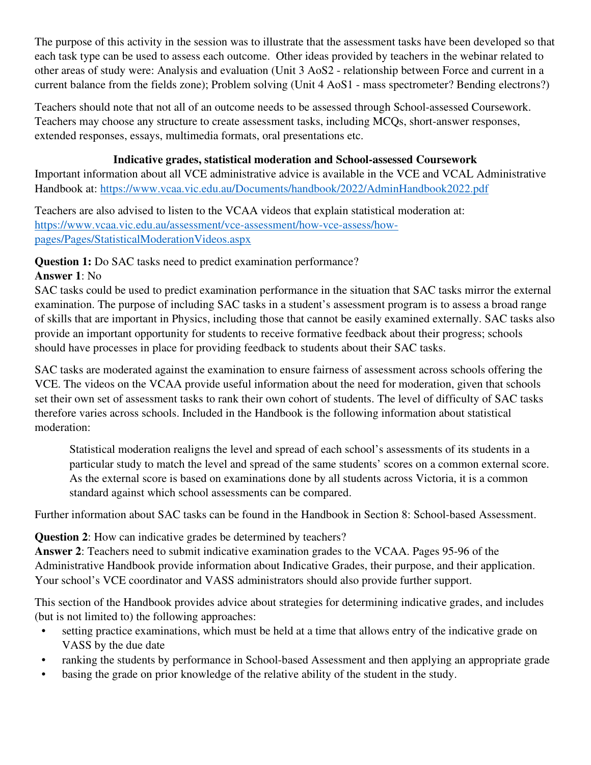The purpose of this activity in the session was to illustrate that the assessment tasks have been developed so that each task type can be used to assess each outcome. Other ideas provided by teachers in the webinar related to other areas of study were: Analysis and evaluation (Unit 3 AoS2 - relationship between Force and current in a current balance from the fields zone); Problem solving (Unit 4 AoS1 - mass spectrometer? Bending electrons?)

Teachers should note that not all of an outcome needs to be assessed through School-assessed Coursework. Teachers may choose any structure to create assessment tasks, including MCQs, short-answer responses, extended responses, essays, multimedia formats, oral presentations etc.

## Indicative grades, statistical moderation and School-assessed Coursework

Important information about all VCE administrative advice is available in the VCE and VCAL Administrative Handbook at: [https://www.vcaa.vic.edu.au/Documents/handbook/2022/AdminHandbook2022.pdf](https://www.vcaa.vic.edu.au/Documents/handbook/2022/AdminHandbook2022.pdf)

Teachers are also advised to listen to the VCAA videos that explain statistical moderation at: [https://www.vcaa.vic.edu.au/assessment/vce-assessment/how-vce-assess/how-pages/Pages/StatisticalModerationVideos.aspx](https://www.vcaa.vic.edu.au/assessment/vce-assessment/how-vce-assess/how-pages/Pages/StatisticalModerationVideos.aspx)

**Question 1:** Do SAC tasks need to predict examination performance?
**Answer 1**: No
SAC tasks could be used to predict examination performance in the situation that SAC tasks mirror the external examination. The purpose of including SAC tasks in a student's assessment program is to assess a broad range of skills that are important in Physics, including those that cannot be easily examined externally. SAC tasks also provide an important opportunity for students to receive formative feedback about their progress; schools should have processes in place for providing feedback to students about their SAC tasks.

SAC tasks are moderated against the examination to ensure fairness of assessment across schools offering the VCE. The videos on the VCAA provide useful information about the need for moderation, given that schools set their own set of assessment tasks to rank their own cohort of students. The level of difficulty of SAC tasks therefore varies across schools. Included in the Handbook is the following information about statistical moderation:

> Statistical moderation realigns the level and spread of each school's assessments of its students in a particular study to match the level and spread of the same students' scores on a common external score. As the external score is based on examinations done by all students across Victoria, it is a common standard against which school assessments can be compared.

Further information about SAC tasks can be found in the Handbook in Section 8: School-based Assessment.

**Question 2**: How can indicative grades be determined by teachers?
**Answer 2**: Teachers need to submit indicative examination grades to the VCAA. Pages 95-96 of the Administrative Handbook provide information about Indicative Grades, their purpose, and their application. Your school's VCE coordinator and VASS administrators should also provide further support.

This section of the Handbook provides advice about strategies for determining indicative grades, and includes (but is not limited to) the following approaches:

- setting practice examinations, which must be held at a time that allows entry of the indicative grade on VASS by the due date
- ranking the students by performance in School-based Assessment and then applying an appropriate grade
- basing the grade on prior knowledge of the relative ability of the student in the study.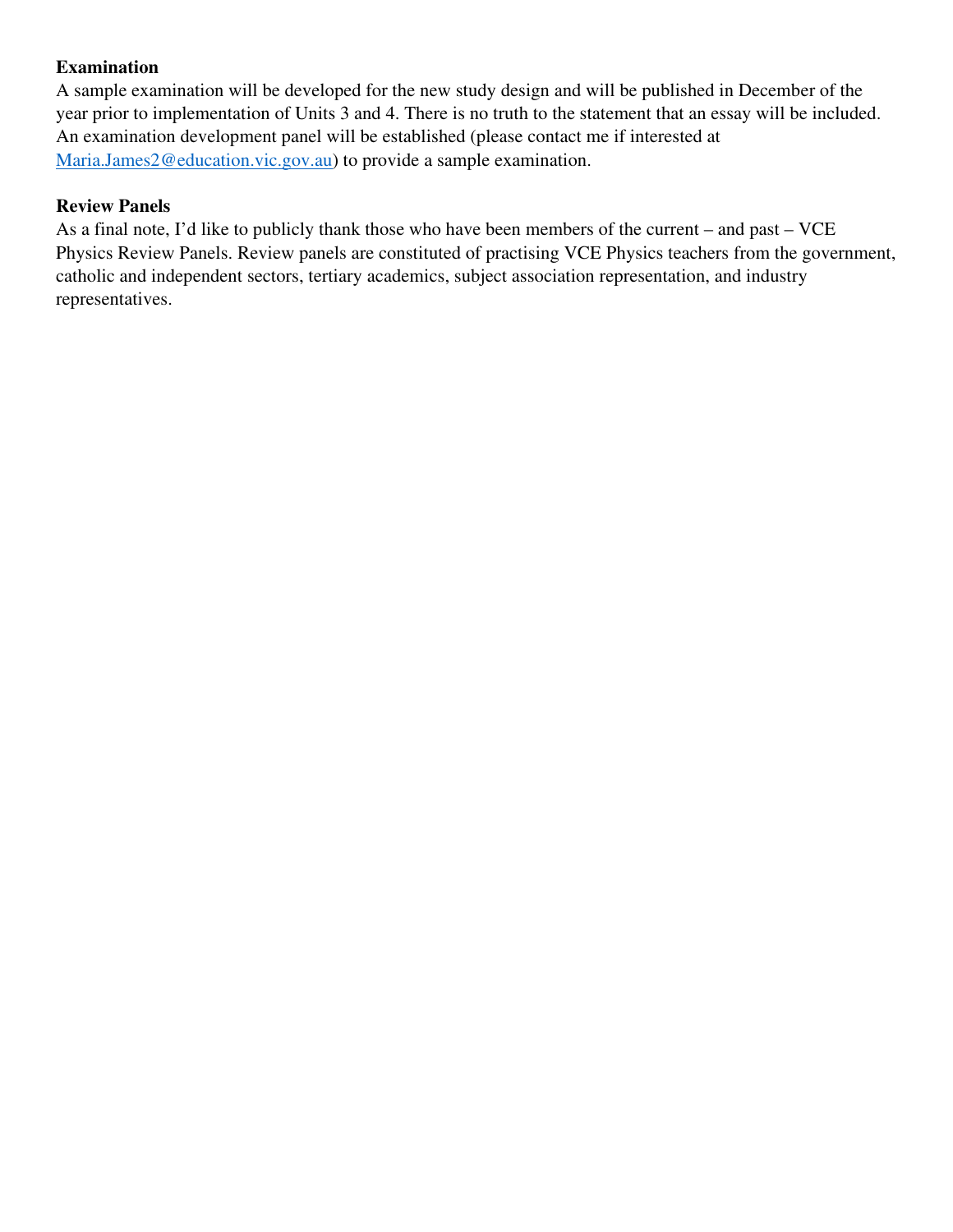**Examination**

A sample examination will be developed for the new study design and will be published in December of the year prior to implementation of Units 3 and 4. There is no truth to the statement that an essay will be included. An examination development panel will be established (please contact me if interested at [Maria.James2@education.vic.gov.au](mailto:Maria.James2@education.vic.gov.au)) to provide a sample examination.

**Review Panels**

As a final note, I'd like to publicly thank those who have been members of the current – and past – VCE Physics Review Panels. Review panels are constituted of practising VCE Physics teachers from the government, catholic and independent sectors, tertiary academics, subject association representation, and industry representatives.